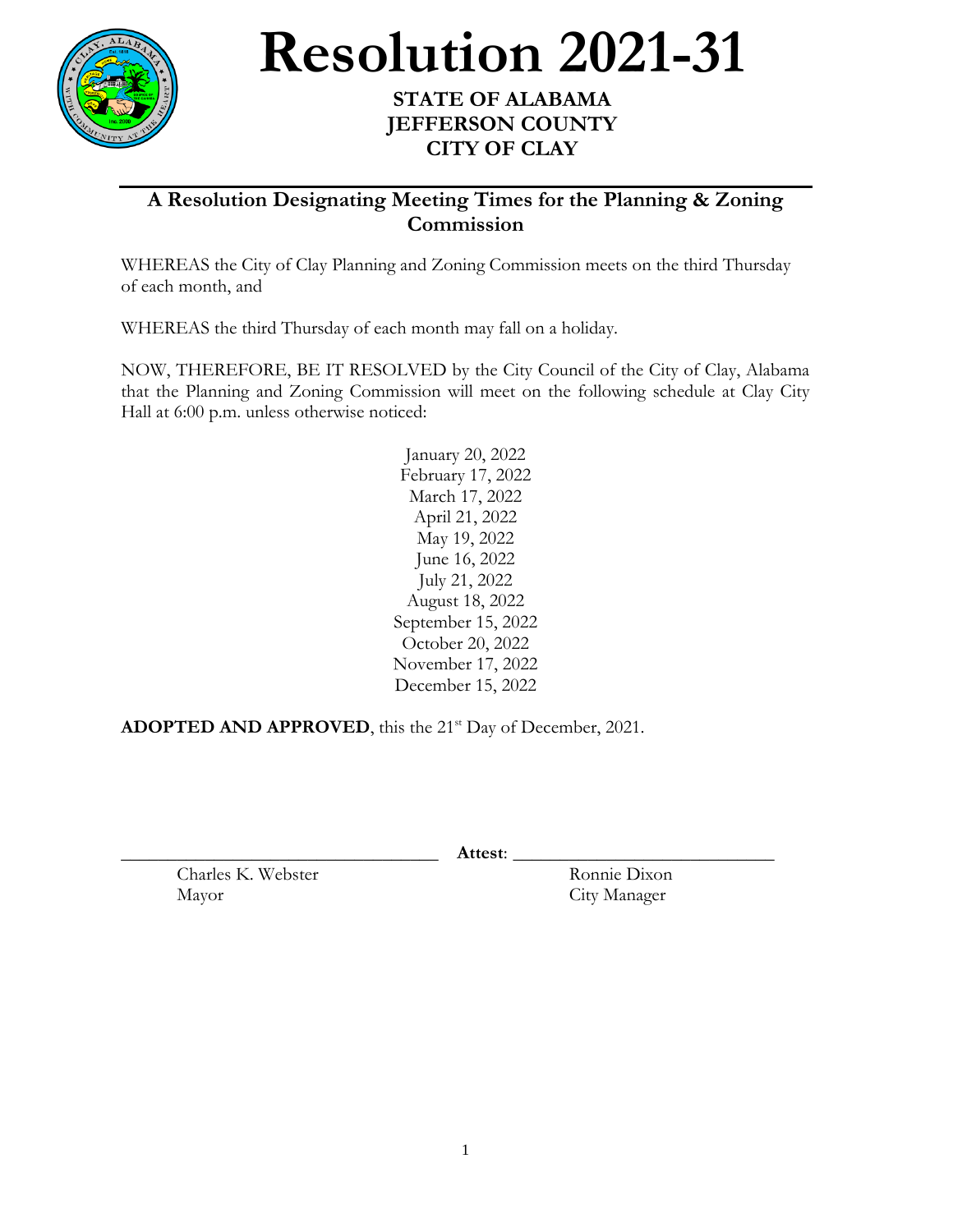# Resolution 2021-31

**STATE OF ALABAMA**
**JEFFERSON COUNTY**
**CITY OF CLAY**

## A Resolution Designating Meeting Times for the Planning & Zoning Commission

WHEREAS the City of Clay Planning and Zoning Commission meets on the third Thursday of each month, and

WHEREAS the third Thursday of each month may fall on a holiday.

NOW, THEREFORE, BE IT RESOLVED by the City Council of the City of Clay, Alabama that the Planning and Zoning Commission will meet on the following schedule at Clay City Hall at 6:00 p.m. unless otherwise noticed:

January 20, 2022
February 17, 2022
March 17, 2022
April 21, 2022
May 19, 2022
June 16, 2022
July 21, 2022
August 18, 2022
September 15, 2022
October 20, 2022
November 17, 2022
December 15, 2022

**ADOPTED AND APPROVED**, this the 21st Day of December, 2021.

\_\_\_\_\_\_\_\_\_\_\_\_\_\_\_\_\_\_\_\_\_\_\_\_\_\_\_\_\_\_\_\_ **Attest**: \_\_\_\_\_\_\_\_\_\_\_\_\_\_\_\_\_\_\_\_\_\_\_\_\_\_\_\_

Charles K. Webster
Mayor

Ronnie Dixon
City Manager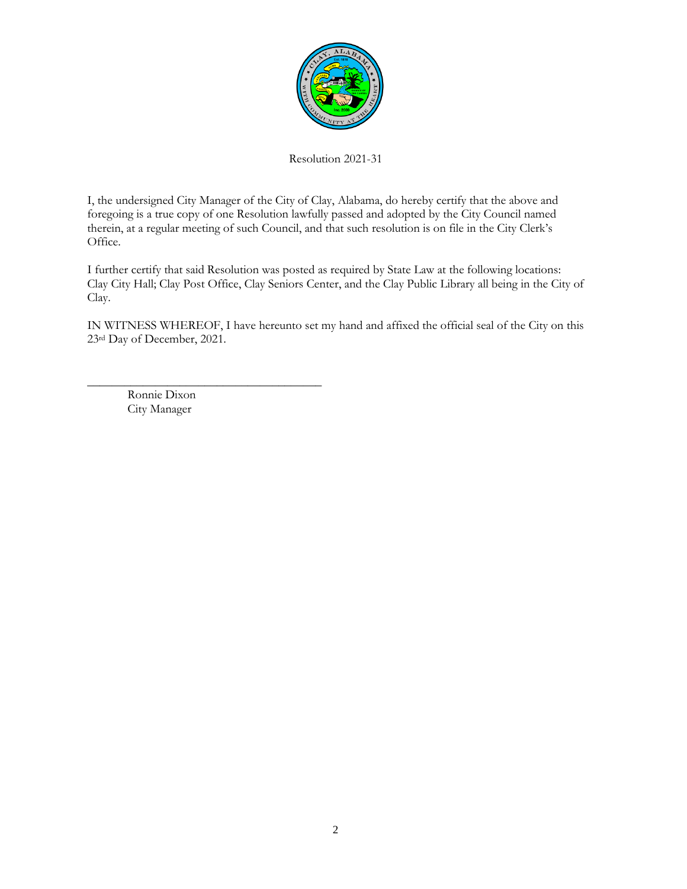Resolution 2021-31

I, the undersigned City Manager of the City of Clay, Alabama, do hereby certify that the above and foregoing is a true copy of one Resolution lawfully passed and adopted by the City Council named therein, at a regular meeting of such Council, and that such resolution is on file in the City Clerk's Office.

I further certify that said Resolution was posted as required by State Law at the following locations: Clay City Hall; Clay Post Office, Clay Seniors Center, and the Clay Public Library all being in the City of Clay.

IN WITNESS WHEREOF, I have hereunto set my hand and affixed the official seal of the City on this 23rd Day of December, 2021.

\_\_\_\_\_\_\_\_\_\_\_\_\_\_\_\_\_\_\_\_\_\_\_\_\_\_\_\_\_\_\_\_\_\_\_\_\_\_\_\_

Ronnie Dixon
City Manager